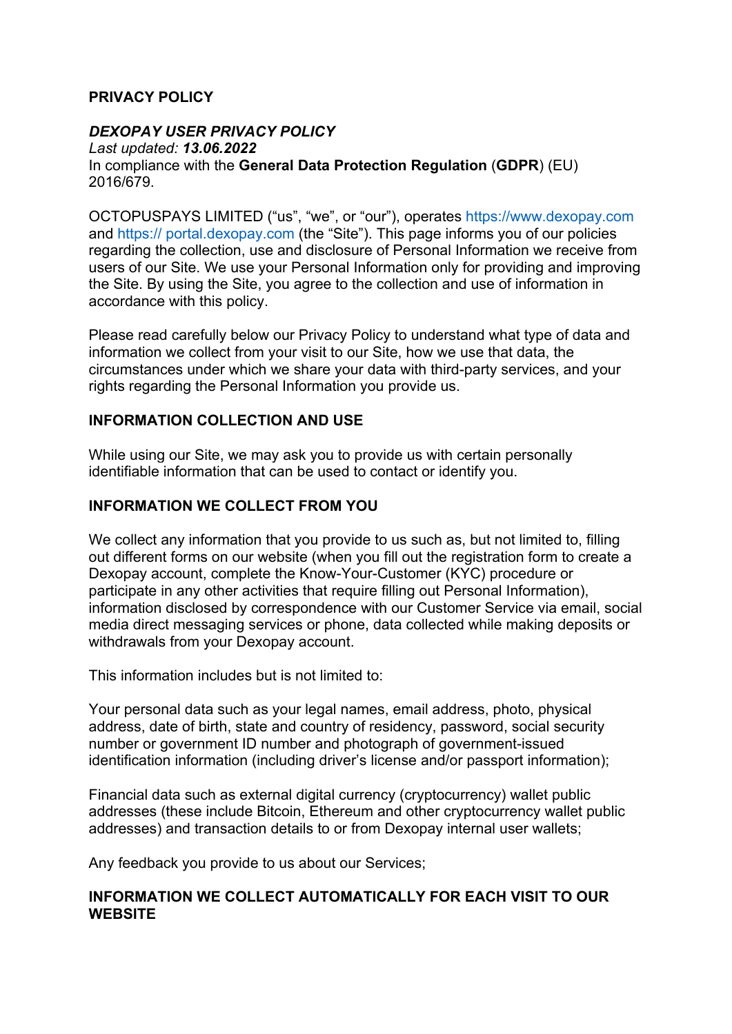# PRIVACY POLICY

***DEXOPAY USER PRIVACY POLICY***
*Last updated:* ***13.06.2022***
In compliance with the **General Data Protection Regulation** (**GDPR**) (EU) 2016/679.

OCTOPUSPAYS LIMITED ("us", "we", or "our"), operates https://www.dexopay.com and https:// portal.dexopay.com (the "Site"). This page informs you of our policies regarding the collection, use and disclosure of Personal Information we receive from users of our Site. We use your Personal Information only for providing and improving the Site. By using the Site, you agree to the collection and use of information in accordance with this policy.

Please read carefully below our Privacy Policy to understand what type of data and information we collect from your visit to our Site, how we use that data, the circumstances under which we share your data with third-party services, and your rights regarding the Personal Information you provide us.

## INFORMATION COLLECTION AND USE

While using our Site, we may ask you to provide us with certain personally identifiable information that can be used to contact or identify you.

## INFORMATION WE COLLECT FROM YOU

We collect any information that you provide to us such as, but not limited to, filling out different forms on our website (when you fill out the registration form to create a Dexopay account, complete the Know-Your-Customer (KYC) procedure or participate in any other activities that require filling out Personal Information), information disclosed by correspondence with our Customer Service via email, social media direct messaging services or phone, data collected while making deposits or withdrawals from your Dexopay account.

This information includes but is not limited to:

Your personal data such as your legal names, email address, photo, physical address, date of birth, state and country of residency, password, social security number or government ID number and photograph of government-issued identification information (including driver's license and/or passport information);

Financial data such as external digital currency (cryptocurrency) wallet public addresses (these include Bitcoin, Ethereum and other cryptocurrency wallet public addresses) and transaction details to or from Dexopay internal user wallets;

Any feedback you provide to us about our Services;

## INFORMATION WE COLLECT AUTOMATICALLY FOR EACH VISIT TO OUR WEBSITE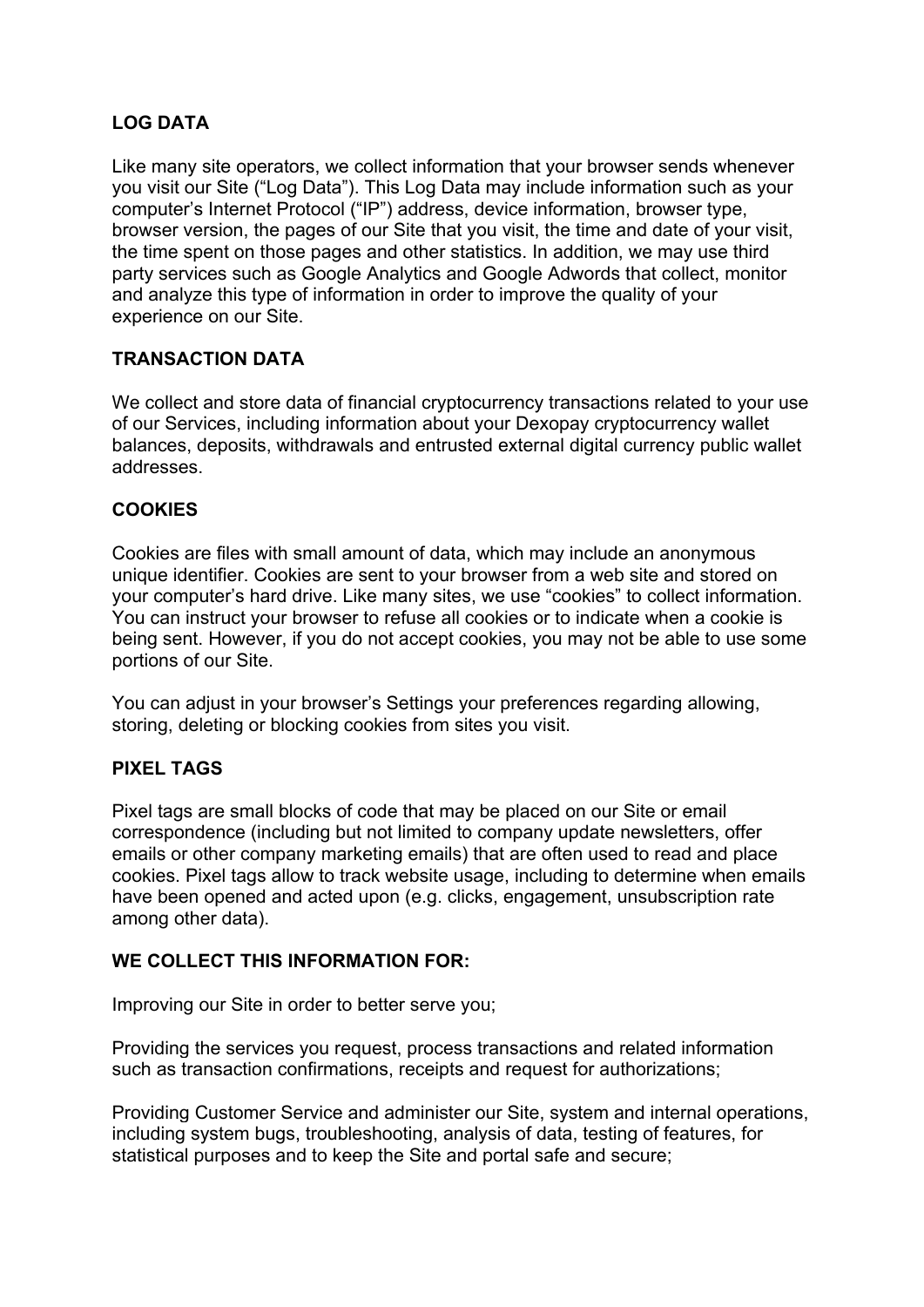## LOG DATA

Like many site operators, we collect information that your browser sends whenever you visit our Site ("Log Data"). This Log Data may include information such as your computer's Internet Protocol ("IP") address, device information, browser type, browser version, the pages of our Site that you visit, the time and date of your visit, the time spent on those pages and other statistics. In addition, we may use third party services such as Google Analytics and Google Adwords that collect, monitor and analyze this type of information in order to improve the quality of your experience on our Site.

## TRANSACTION DATA

We collect and store data of financial cryptocurrency transactions related to your use of our Services, including information about your Dexopay cryptocurrency wallet balances, deposits, withdrawals and entrusted external digital currency public wallet addresses.

## COOKIES

Cookies are files with small amount of data, which may include an anonymous unique identifier. Cookies are sent to your browser from a web site and stored on your computer's hard drive. Like many sites, we use "cookies" to collect information. You can instruct your browser to refuse all cookies or to indicate when a cookie is being sent. However, if you do not accept cookies, you may not be able to use some portions of our Site.

You can adjust in your browser's Settings your preferences regarding allowing, storing, deleting or blocking cookies from sites you visit.

## PIXEL TAGS

Pixel tags are small blocks of code that may be placed on our Site or email correspondence (including but not limited to company update newsletters, offer emails or other company marketing emails) that are often used to read and place cookies. Pixel tags allow to track website usage, including to determine when emails have been opened and acted upon (e.g. clicks, engagement, unsubscription rate among other data).

## WE COLLECT THIS INFORMATION FOR:

Improving our Site in order to better serve you;

Providing the services you request, process transactions and related information such as transaction confirmations, receipts and request for authorizations;

Providing Customer Service and administer our Site, system and internal operations, including system bugs, troubleshooting, analysis of data, testing of features, for statistical purposes and to keep the Site and portal safe and secure;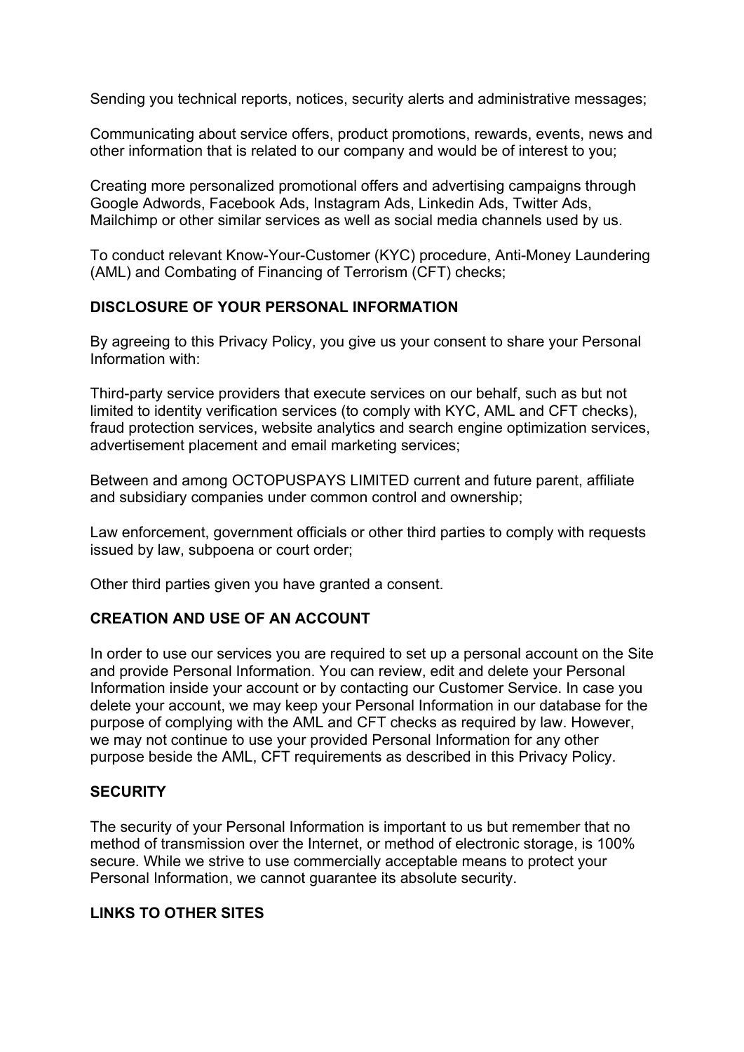Sending you technical reports, notices, security alerts and administrative messages;

Communicating about service offers, product promotions, rewards, events, news and other information that is related to our company and would be of interest to you;

Creating more personalized promotional offers and advertising campaigns through Google Adwords, Facebook Ads, Instagram Ads, Linkedin Ads, Twitter Ads, Mailchimp or other similar services as well as social media channels used by us.

To conduct relevant Know-Your-Customer (KYC) procedure, Anti-Money Laundering (AML) and Combating of Financing of Terrorism (CFT) checks;

**DISCLOSURE OF YOUR PERSONAL INFORMATION**

By agreeing to this Privacy Policy, you give us your consent to share your Personal Information with:

Third-party service providers that execute services on our behalf, such as but not limited to identity verification services (to comply with KYC, AML and CFT checks), fraud protection services, website analytics and search engine optimization services, advertisement placement and email marketing services;

Between and among OCTOPUSPAYS LIMITED current and future parent, affiliate and subsidiary companies under common control and ownership;

Law enforcement, government officials or other third parties to comply with requests issued by law, subpoena or court order;

Other third parties given you have granted a consent.

**CREATION AND USE OF AN ACCOUNT**

In order to use our services you are required to set up a personal account on the Site and provide Personal Information. You can review, edit and delete your Personal Information inside your account or by contacting our Customer Service. In case you delete your account, we may keep your Personal Information in our database for the purpose of complying with the AML and CFT checks as required by law. However, we may not continue to use your provided Personal Information for any other purpose beside the AML, CFT requirements as described in this Privacy Policy.

**SECURITY**

The security of your Personal Information is important to us but remember that no method of transmission over the Internet, or method of electronic storage, is 100% secure. While we strive to use commercially acceptable means to protect your Personal Information, we cannot guarantee its absolute security.

**LINKS TO OTHER SITES**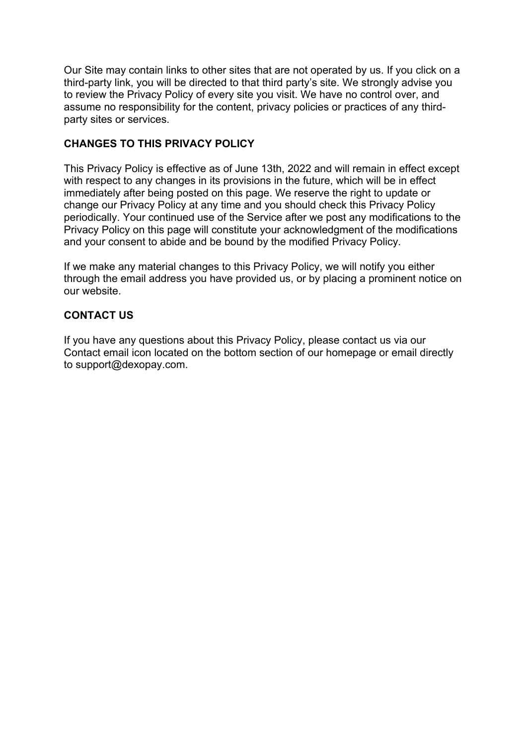Our Site may contain links to other sites that are not operated by us. If you click on a third-party link, you will be directed to that third party's site. We strongly advise you to review the Privacy Policy of every site you visit. We have no control over, and assume no responsibility for the content, privacy policies or practices of any third-party sites or services.

## CHANGES TO THIS PRIVACY POLICY

This Privacy Policy is effective as of June 13th, 2022 and will remain in effect except with respect to any changes in its provisions in the future, which will be in effect immediately after being posted on this page. We reserve the right to update or change our Privacy Policy at any time and you should check this Privacy Policy periodically. Your continued use of the Service after we post any modifications to the Privacy Policy on this page will constitute your acknowledgment of the modifications and your consent to abide and be bound by the modified Privacy Policy.

If we make any material changes to this Privacy Policy, we will notify you either through the email address you have provided us, or by placing a prominent notice on our website.

## CONTACT US

If you have any questions about this Privacy Policy, please contact us via our Contact email icon located on the bottom section of our homepage or email directly to support@dexopay.com.